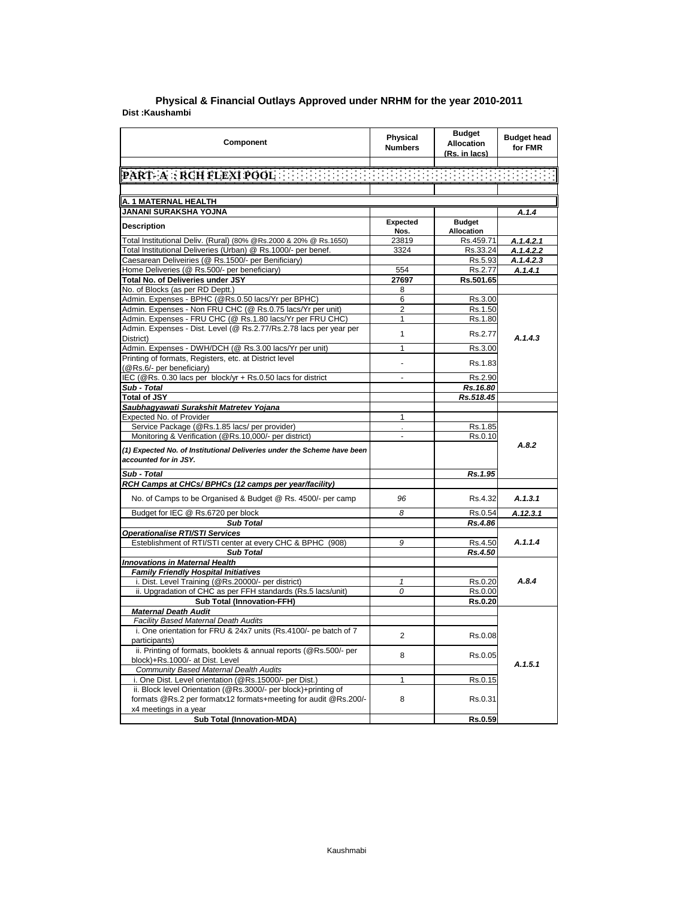## Physical & Financial Outlays Approved under NRHM for the year 2010-2011

**Dist :Kaushambi**

| Component | Physical Numbers | Budget Allocation (Rs. in lacs) | Budget head for FMR |
|---|---|---|---|
| **PART- A : RCH FLEXI POOL** | | | |
| **A. 1 MATERNAL HEALTH** | | | |
| **JANANI SURAKSHA YOJNA** | | | *A.1.4* |
| **Description** | **Expected Nos.** | **Budget Allocation** | |
| Total Institutional Deliv. (Rural) (80% @Rs.2000 & 20% @ Rs.1650) | 23819 | Rs.459.71 | *A.1.4.2.1* |
| Total Institutional Deliveries (Urban) @ Rs.1000/- per benef. | 3324 | Rs.33.24 | *A.1.4.2.2* |
| Caesarean Deliveiries (@ Rs.1500/- per Benificiary) | | Rs.5.93 | *A.1.4.2.3* |
| Home Deliveries (@ Rs.500/- per beneficiary) | 554 | Rs.2.77 | *A.1.4.1* |
| **Total No. of Deliveries under JSY** | **27697** | **Rs.501.65** | |
| No. of Blocks (as per RD Deptt.) | 8 | | |
| Admin. Expenses - BPHC (@Rs.0.50 lacs/Yr per BPHC) | 6 | Rs.3.00 | *A.1.4.3* |
| Admin. Expenses - Non FRU CHC (@ Rs.0.75 lacs/Yr per unit) | 2 | Rs.1.50 | |
| Admin. Expenses - FRU CHC (@ Rs.1.80 lacs/Yr per FRU CHC) | 1 | Rs.1.80 | |
| Admin. Expenses - Dist. Level (@ Rs.2.77/Rs.2.78 lacs per year per District) | 1 | Rs.2.77 | |
| Admin. Expenses - DWH/DCH (@ Rs.3.00 lacs/Yr per unit) | 1 | Rs.3.00 | |
| Printing of formats, Registers, etc. at District level (@Rs.6/- per beneficiary) | - | Rs.1.83 | |
| IEC (@Rs. 0.30 lacs per block/yr + Rs.0.50 lacs for district | - | Rs.2.90 | |
| ***Sub - Total*** | | ***Rs.16.80*** | |
| **Total of JSY** | | ***Rs.518.45*** | |
| ***Saubhagyawati Surakshit Matretev Yojana*** | | | |
| Expected No. of Provider | 1 | | *A.8.2* |
| Service Package (@Rs.1.85 lacs/ per provider) | . | Rs.1.85 | |
| Monitoring & Verification (@Rs.10,000/- per district) | - | Rs.0.10 | |
| ***(1) Expected No. of Institutional Deliveries under the Scheme have been accounted for in JSY.*** | | | |
| ***Sub - Total*** | | ***Rs.1.95*** | |
| ***RCH Camps at CHCs/ BPHCs (12 camps per year/facility)*** | | | |
| No. of Camps to be Organised & Budget @ Rs. 4500/- per camp | *96* | Rs.4.32 | *A.1.3.1* |
| Budget for IEC @ Rs.6720 per block | *8* | Rs.0.54 | *A.12.3.1* |
| ***Sub Total*** | | ***Rs.4.86*** | |
| ***Operationalise RTI/STI Services*** | | | |
| Esteblishment of RTI/STI center at every CHC & BPHC (908) | *9* | Rs.4.50 | *A.1.1.4* |
| ***Sub Total*** | | ***Rs.4.50*** | |
| ***Innovations in Maternal Health*** | | | *A.8.4* |
| ***Family Friendly Hospital Initiatives*** | | | |
| i. Dist. Level Training (@Rs.20000/- per district) | *1* | Rs.0.20 | |
| ii. Upgradation of CHC as per FFH standards (Rs.5 lacs/unit) | *0* | Rs.0.00 | |
| **Sub Total (Innovation-FFH)** | | **Rs.0.20** | |
| ***Maternal Death Audit*** | | | *A.1.5.1* |
| *Facility Based Maternal Death Audits* | | | |
| i. One orientation for FRU & 24x7 units (Rs.4100/- pe batch of 7 participants) | 2 | Rs.0.08 | |
| ii. Printing of formats, booklets & annual reports (@Rs.500/- per block)+Rs.1000/- at Dist. Level | 8 | Rs.0.05 | |
| *Community Based Maternal Dealth Audits* | | | |
| i. One Dist. Level orientation (@Rs.15000/- per Dist.) | 1 | Rs.0.15 | |
| ii. Block level Orientation (@Rs.3000/- per block)+printing of formats @Rs.2 per formatx12 formats+meeting for audit @Rs.200/- x4 meetings in a year | 8 | Rs.0.31 | |
| **Sub Total (Innovation-MDA)** | | **Rs.0.59** | |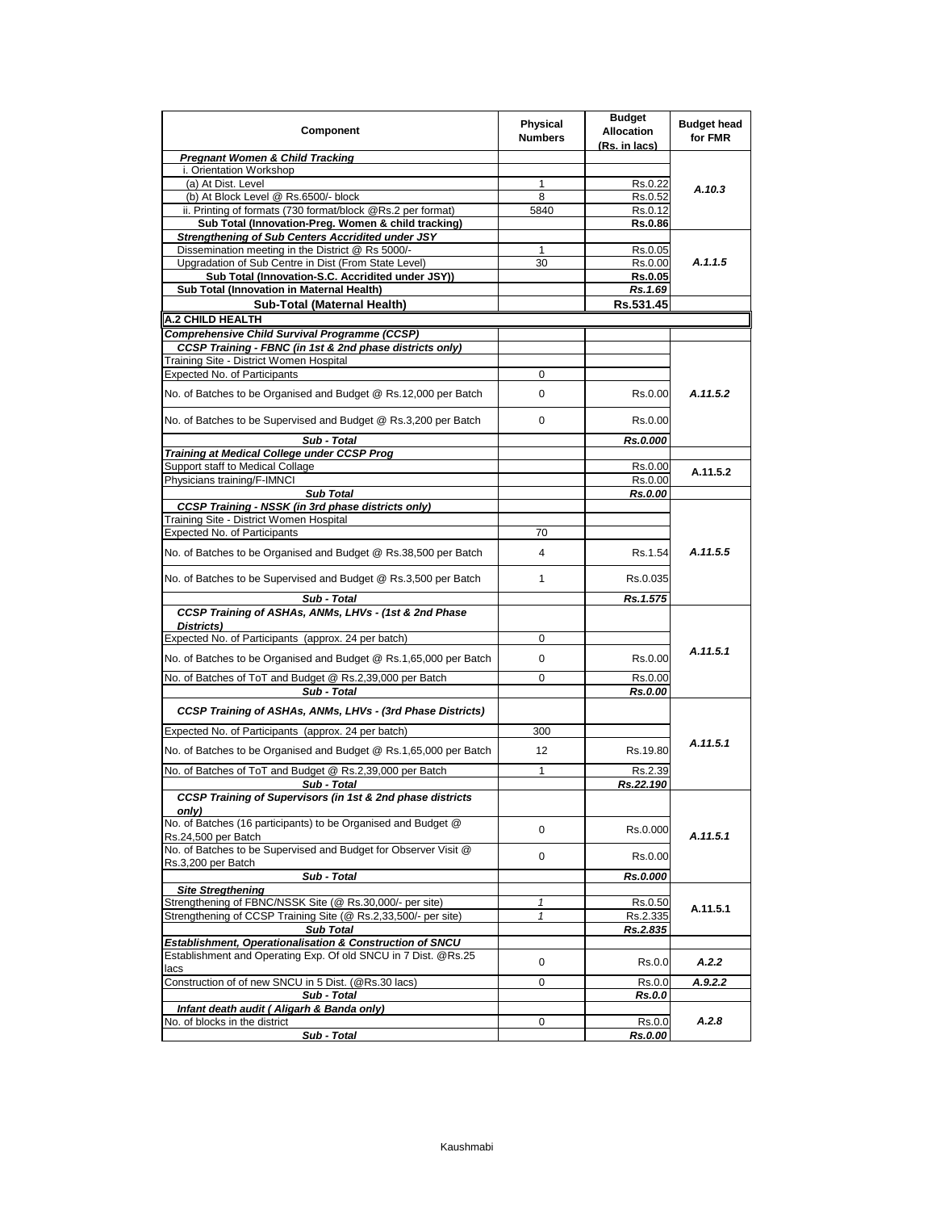| Component | Physical Numbers | Budget Allocation (Rs. in lacs) | Budget head for FMR |
|---|---|---|---|
| ***Pregnant Women & Child Tracking*** | | | |
| i. Orientation Workshop | | | A.10.3 |
| (a) At Dist. Level | 1 | Rs.0.22 | |
| (b) At Block Level @ Rs.6500/- block | 8 | Rs.0.52 | |
| ii. Printing of formats (730 format/block @Rs.2 per format) | 5840 | Rs.0.12 | |
| **Sub Total (Innovation-Preg. Women & child tracking)** | | **Rs.0.86** | |
| ***Strengthening of Sub Centers Accridited under JSY*** | | | A.1.1.5 |
| Dissemination meeting in the District @ Rs 5000/- | 1 | Rs.0.05 | |
| Upgradation of Sub Centre in Dist (From State Level) | 30 | Rs.0.00 | |
| **Sub Total (Innovation-S.C. Accridited under JSY))** | | **Rs.0.05** | |
| **Sub Total (Innovation in Maternal Health)** | | ***Rs.1.69*** | |
| **Sub-Total (Maternal Health)** | | **Rs.531.45** | |
| **A.2 CHILD HEALTH** | | | |
| ***Comprehensive Child Survival Programme (CCSP)*** | | | |
| ***CCSP Training - FBNC (in 1st & 2nd phase districts only)*** | | | A.11.5.2 |
| Training Site - District Women Hospital | | | |
| Expected No. of Participants | 0 | | |
| No. of Batches to be Organised and Budget @ Rs.12,000 per Batch | 0 | Rs.0.00 | |
| No. of Batches to be Supervised and Budget @ Rs.3,200 per Batch | 0 | Rs.0.00 | |
| ***Sub - Total*** | | ***Rs.0.000*** | |
| ***Training at Medical College under CCSP Prog*** | | | |
| Support staff to Medical Collage | | Rs.0.00 | A.11.5.2 |
| Physicians training/F-IMNCI | | Rs.0.00 | |
| ***Sub Total*** | | ***Rs.0.00*** | |
| ***CCSP Training - NSSK (in 3rd phase districts only)*** | | | A.11.5.5 |
| Training Site - District Women Hospital | | | |
| Expected No. of Participants | 70 | | |
| No. of Batches to be Organised and Budget @ Rs.38,500 per Batch | 4 | Rs.1.54 | |
| No. of Batches to be Supervised and Budget @ Rs.3,500 per Batch | 1 | Rs.0.035 | |
| ***Sub - Total*** | | ***Rs.1.575*** | |
| ***CCSP Training of ASHAs, ANMs, LHVs - (1st & 2nd Phase Districts)*** | | | A.11.5.1 |
| Expected No. of Participants (approx. 24 per batch) | 0 | | |
| No. of Batches to be Organised and Budget @ Rs.1,65,000 per Batch | 0 | Rs.0.00 | |
| No. of Batches of ToT and Budget @ Rs.2,39,000 per Batch | 0 | Rs.0.00 | |
| ***Sub - Total*** | | ***Rs.0.00*** | |
| ***CCSP Training of ASHAs, ANMs, LHVs - (3rd Phase Districts)*** | | | A.11.5.1 |
| Expected No. of Participants (approx. 24 per batch) | 300 | | |
| No. of Batches to be Organised and Budget @ Rs.1,65,000 per Batch | 12 | Rs.19.80 | |
| No. of Batches of ToT and Budget @ Rs.2,39,000 per Batch | 1 | Rs.2.39 | |
| ***Sub - Total*** | | ***Rs.22.190*** | |
| ***CCSP Training of Supervisors (in 1st & 2nd phase districts only)*** | | | A.11.5.1 |
| No. of Batches (16 participants) to be Organised and Budget @ Rs.24,500 per Batch | 0 | Rs.0.000 | |
| No. of Batches to be Supervised and Budget for Observer Visit @ Rs.3,200 per Batch | 0 | Rs.0.00 | |
| ***Sub - Total*** | | ***Rs.0.000*** | |
| ***Site Stregthening*** | | | A.11.5.1 |
| Strengthening of FBNC/NSSK Site (@ Rs.30,000/- per site) | *1* | Rs.0.50 | |
| Strengthening of CCSP Training Site (@ Rs.2,33,500/- per site) | *1* | Rs.2.335 | |
| ***Sub Total*** | | ***Rs.2.835*** | |
| ***Establishment, Operationalisation & Construction of SNCU*** | | | |
| Establishment and Operating Exp. Of old SNCU in 7 Dist. @Rs.25 lacs | 0 | Rs.0.0 | A.2.2 |
| Construction of of new SNCU in 5 Dist. (@Rs.30 lacs) | 0 | Rs.0.0 | A.9.2.2 |
| ***Sub - Total*** | | ***Rs.0.0*** | |
| ***Infant death audit ( Aligarh & Banda only)*** | | | A.2.8 |
| No. of blocks in the district | 0 | Rs.0.0 | |
| ***Sub - Total*** | | ***Rs.0.00*** | |

Kaushmabi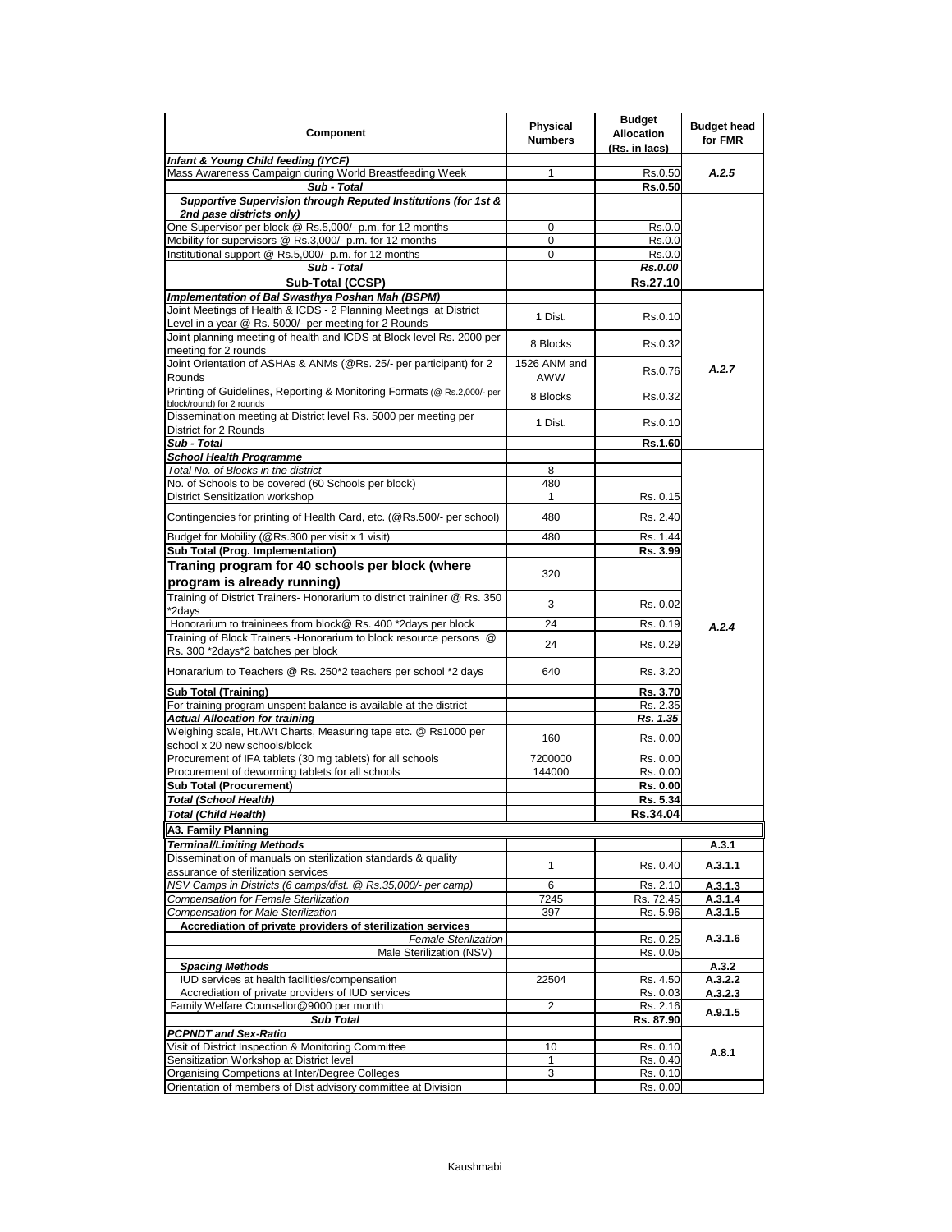| Component | Physical Numbers | Budget Allocation (Rs. in lacs) | Budget head for FMR |
|---|---|---|---|
| ***Infant & Young Child feeding (IYCF)*** | | | |
| Mass Awareness Campaign during World Breastfeeding Week | 1 | Rs.0.50 | ***A.2.5*** |
| ***Sub - Total*** | | **Rs.0.50** | |
| ***Supportive Supervision through Reputed Institutions (for 1st & 2nd pase districts only)*** | | | |
| One Supervisor per block @ Rs.5,000/- p.m. for 12 months | 0 | Rs.0.0 | |
| Mobility for supervisors @ Rs.3,000/- p.m. for 12 months | 0 | Rs.0.0 | |
| Institutional support @ Rs.5,000/- p.m. for 12 months | 0 | Rs.0.0 | |
| ***Sub - Total*** | | ***Rs.0.00*** | |
| **Sub-Total (CCSP)** | | **Rs.27.10** | |
| ***Implementation of Bal Swasthya Poshan Mah (BSPM)*** | | | |
| Joint Meetings of Health & ICDS - 2 Planning Meetings at District Level in a year @ Rs. 5000/- per meeting for 2 Rounds | 1 Dist. | Rs.0.10 | ***A.2.7*** |
| Joint planning meeting of health and ICDS at Block level Rs. 2000 per meeting for 2 rounds | 8 Blocks | Rs.0.32 | |
| Joint Orientation of ASHAs & ANMs (@Rs. 25/- per participant) for 2 Rounds | 1526 ANM and AWW | Rs.0.76 | |
| Printing of Guidelines, Reporting & Monitoring Formats (@ Rs.2,000/- per block/round) for 2 rounds | 8 Blocks | Rs.0.32 | |
| Dissemination meeting at District level Rs. 5000 per meeting per District for 2 Rounds | 1 Dist. | Rs.0.10 | |
| ***Sub - Total*** | | **Rs.1.60** | |
| ***School Health Programme*** | | | ***A.2.4*** |
| *Total No. of Blocks in the district* | 8 | | |
| No. of Schools to be covered (60 Schools per block) | 480 | | |
| District Sensitization workshop | 1 | Rs. 0.15 | |
| Contingencies for printing of Health Card, etc. (@Rs.500/- per school) | 480 | Rs. 2.40 | |
| Budget for Mobility (@Rs.300 per visit x 1 visit) | 480 | Rs. 1.44 | |
| **Sub Total (Prog. Implementation)** | | **Rs. 3.99** | |
| **Traning program for 40 schools per block (where program is already running)** | 320 | | |
| Training of District Trainers- Honorarium to district traininer @ Rs. 350 *2days | 3 | Rs. 0.02 | |
| Honorarium to traininees from block@ Rs. 400 *2days per block | 24 | Rs. 0.19 | |
| Training of Block Trainers -Honorarium to block resource persons @ Rs. 300 *2days*2 batches per block | 24 | Rs. 0.29 | |
| Honararium to Teachers @ Rs. 250*2 teachers per school *2 days | 640 | Rs. 3.20 | |
| **Sub Total (Training)** | | **Rs. 3.70** | |
| For training program unspent balance is available at the district | | Rs. 2.35 | |
| ***Actual Allocation for training*** | | ***Rs. 1.35*** | |
| Weighing scale, Ht./Wt Charts, Measuring tape etc. @ Rs1000 per school x 20 new schools/block | 160 | Rs. 0.00 | |
| Procurement of IFA tablets (30 mg tablets) for all schools | 7200000 | Rs. 0.00 | |
| Procurement of deworming tablets for all schools | 144000 | Rs. 0.00 | |
| **Sub Total (Procurement)** | | **Rs. 0.00** | |
| ***Total (School Health)*** | | ***Rs. 5.34*** | |
| ***Total (Child Health)*** | | **Rs.34.04** | |
| **A3. Family Planning** | | | |
| ***Terminal/Limiting Methods*** | | | **A.3.1** |
| Dissemination of manuals on sterilization standards & quality assurance of sterilization services | 1 | Rs. 0.40 | **A.3.1.1** |
| *NSV Camps in Districts (6 camps/dist. @ Rs.35,000/- per camp)* | 6 | Rs. 2.10 | **A.3.1.3** |
| *Compensation for Female Sterilization* | 7245 | Rs. 72.45 | **A.3.1.4** |
| *Compensation for Male Sterilization* | 397 | Rs. 5.96 | **A.3.1.5** |
| **Accrediation of private providers of sterilization services** | | | **A.3.1.6** |
| *Female Sterilization* | | Rs. 0.25 | |
| Male Sterilization (NSV) | | Rs. 0.05 | |
| ***Spacing Methods*** | | | **A.3.2** |
| IUD services at health facilities/compensation | 22504 | Rs. 4.50 | **A.3.2.2** |
| Accrediation of private providers of IUD services | | Rs. 0.03 | **A.3.2.3** |
| Family Welfare Counsellor@9000 per month | 2 | Rs. 2.16 | **A.9.1.5** |
| ***Sub Total*** | | **Rs. 87.90** | |
| ***PCPNDT and Sex-Ratio*** | | | **A.8.1** |
| Visit of District Inspection & Monitoring Committee | 10 | Rs. 0.10 | |
| Sensitization Workshop at District level | 1 | Rs. 0.40 | |
| Organising Competions at Inter/Degree Colleges | 3 | Rs. 0.10 | |
| Orientation of members of Dist advisory committee at Division | | Rs. 0.00 | |

Kaushmabi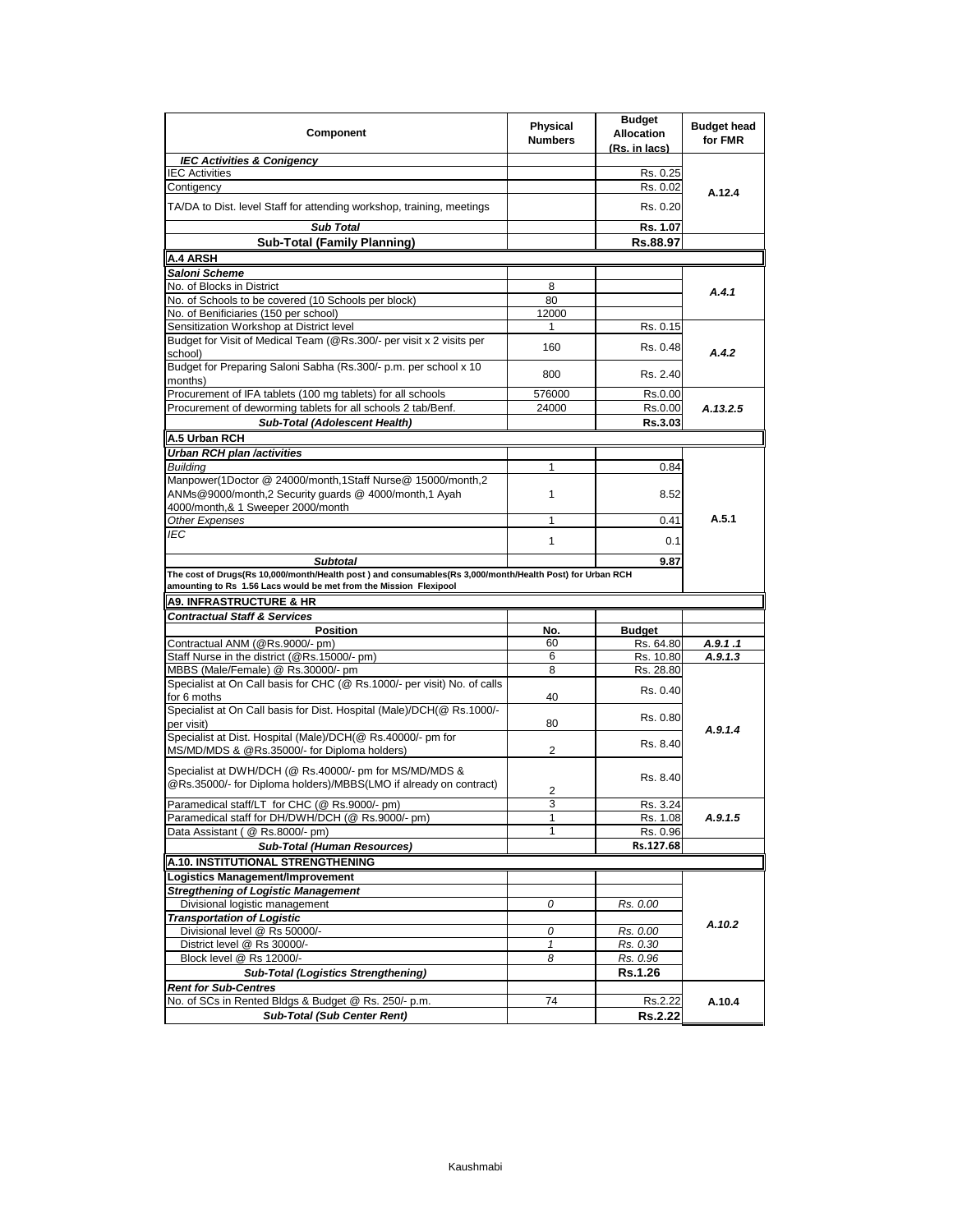| Component | Physical Numbers | Budget Allocation (Rs. in lacs) | Budget head for FMR |
|---|---|---|---|
| ***IEC Activities & Conigency*** | | | |
| IEC Activities | | Rs. 0.25 | A.12.4 |
| Contigency | | Rs. 0.02 | |
| TA/DA to Dist. level Staff for attending workshop, training, meetings | | Rs. 0.20 | |
| ***Sub Total*** | | **Rs. 1.07** | |
| **Sub-Total (Family Planning)** | | **Rs.88.97** | |
| **A.4 ARSH** | | | |
| ***Saloni Scheme*** | | | |
| No. of Blocks in District | 8 | | *A.4.1* |
| No. of Schools to be covered (10 Schools per block) | 80 | | |
| No. of Benificiaries (150 per school) | 12000 | | |
| Sensitization Workshop at District level | 1 | Rs. 0.15 | *A.4.2* |
| Budget for Visit of Medical Team (@Rs.300/- per visit x 2 visits per school) | 160 | Rs. 0.48 | |
| Budget for Preparing Saloni Sabha (Rs.300/- p.m. per school x 10 months) | 800 | Rs. 2.40 | |
| Procurement of IFA tablets (100 mg tablets) for all schools | 576000 | Rs.0.00 | *A.13.2.5* |
| Procurement of deworming tablets for all schools 2 tab/Benf. | 24000 | Rs.0.00 | |
| ***Sub-Total (Adolescent Health)*** | | **Rs.3.03** | |
| **A.5 Urban RCH** | | | |
| ***Urban RCH plan /activities*** | | | A.5.1 |
| *Building* | 1 | 0.84 | |
| Manpower(1Doctor @ 24000/month,1Staff Nurse@ 15000/month,2 ANMs@9000/month,2 Security guards @ 4000/month,1 Ayah 4000/month,& 1 Sweeper 2000/month | 1 | 8.52 | |
| *Other Expenses* | 1 | 0.41 | |
| *IEC* | 1 | 0.1 | |
| ***Subtotal*** | | **9.87** | |
| **The cost of Drugs(Rs 10,000/month/Health post ) and consumables(Rs 3,000/month/Health Post) for Urban RCH amounting to Rs 1.56 Lacs would be met from the Mission Flexipool** | | | |
| **A9. INFRASTRUCTURE & HR** | | | |
| ***Contractual Staff & Services*** | | | |
| **Position** | **No.** | **Budget** | |
| Contractual ANM (@Rs.9000/- pm) | 60 | Rs. 64.80 | *A.9.1 .1* |
| Staff Nurse in the district (@Rs.15000/- pm) | 6 | Rs. 10.80 | *A.9.1.3* |
| MBBS (Male/Female) @ Rs.30000/- pm | 8 | Rs. 28.80 | *A.9.1.4* |
| Specialist at On Call basis for CHC (@ Rs.1000/- per visit) No. of calls for 6 moths | 40 | Rs. 0.40 | |
| Specialist at On Call basis for Dist. Hospital (Male)/DCH(@ Rs.1000/- per visit) | 80 | Rs. 0.80 | |
| Specialist at Dist. Hospital (Male)/DCH(@ Rs.40000/- pm for MS/MD/MDS & @Rs.35000/- for Diploma holders) | 2 | Rs. 8.40 | |
| Specialist at DWH/DCH (@ Rs.40000/- pm for MS/MD/MDS & @Rs.35000/- for Diploma holders)/MBBS(LMO if already on contract) | 2 | Rs. 8.40 | |
| Paramedical staff/LT for CHC (@ Rs.9000/- pm) | 3 | Rs. 3.24 | *A.9.1.5* |
| Paramedical staff for DH/DWH/DCH (@ Rs.9000/- pm) | 1 | Rs. 1.08 | |
| Data Assistant ( @ Rs.8000/- pm) | 1 | Rs. 0.96 | |
| ***Sub-Total (Human Resources)*** | | **Rs.127.68** | |
| **A.10. INSTITUTIONAL STRENGTHENING** | | | |
| **Logistics Management/Improvement** | | | *A.10.2* |
| ***Stregthening of Logistic Management*** | | | |
| Divisional logistic management | *0* | *Rs. 0.00* | |
| ***Transportation of Logistic*** | | | |
| Divisional level @ Rs 50000/- | *0* | *Rs. 0.00* | |
| District level @ Rs 30000/- | *1* | *Rs. 0.30* | |
| Block level @ Rs 12000/- | *8* | *Rs. 0.96* | |
| ***Sub-Total (Logistics Strengthening)*** | | **Rs.1.26** | |
| ***Rent for Sub-Centres*** | | | A.10.4 |
| No. of SCs in Rented Bldgs & Budget @ Rs. 250/- p.m. | 74 | Rs.2.22 | |
| ***Sub-Total (Sub Center Rent)*** | | **Rs.2.22** | |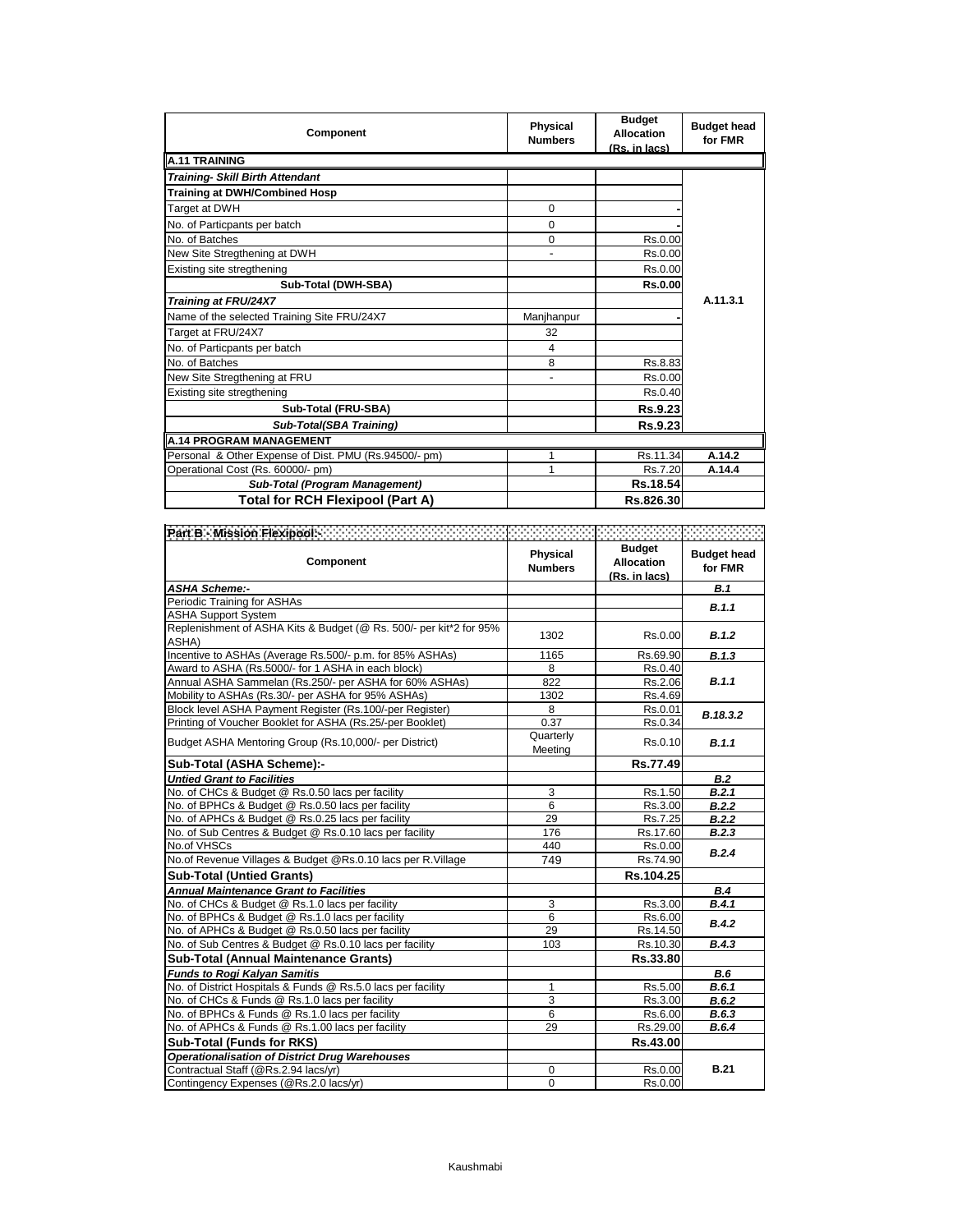| Component | Physical Numbers | Budget Allocation (Rs. in lacs) | Budget head for FMR |
|---|---|---|---|
| **A.11 TRAINING** | | | |
| ***Training- Skill Birth Attendant*** | | | |
| **Training at DWH/Combined Hosp** | | | |
| Target at DWH | 0 | - | |
| No. of Particpants per batch | 0 | - | |
| No. of Batches | 0 | Rs.0.00 | |
| New Site Stregthening at DWH | - | Rs.0.00 | |
| Existing site stregthening | | Rs.0.00 | |
| **Sub-Total (DWH-SBA)** | | **Rs.0.00** | |
| ***Training at FRU/24X7*** | | | A.11.3.1 |
| Name of the selected Training Site FRU/24X7 | Manjhanpur | - | |
| Target at FRU/24X7 | 32 | | |
| No. of Particpants per batch | 4 | | |
| No. of Batches | 8 | Rs.8.83 | |
| New Site Stregthening at FRU | - | Rs.0.00 | |
| Existing site stregthening | | Rs.0.40 | |
| **Sub-Total (FRU-SBA)** | | **Rs.9.23** | |
| ***Sub-Total(SBA Training)*** | | **Rs.9.23** | |
| **A.14 PROGRAM MANAGEMENT** | | | |
| Personal & Other Expense of Dist. PMU (Rs.94500/- pm) | 1 | Rs.11.34 | **A.14.2** |
| Operational Cost (Rs. 60000/- pm) | 1 | Rs.7.20 | **A.14.4** |
| ***Sub-Total (Program Management)*** | | **Rs.18.54** | |
| **Total for RCH Flexipool (Part A)** | | **Rs.826.30** | |

**Part B - Mission Flexipool:-**

| Component | Physical Numbers | Budget Allocation (Rs. in lacs) | Budget head for FMR |
|---|---|---|---|
| ***ASHA Scheme:-*** | | | ***B.1*** |
| Periodic Training for ASHAs | | | ***B.1.1*** |
| ASHA Support System | | | |
| Replenishment of ASHA Kits & Budget (@ Rs. 500/- per kit*2 for 95% ASHA) | 1302 | Rs.0.00 | ***B.1.2*** |
| Incentive to ASHAs (Average Rs.500/- p.m. for 85% ASHAs) | 1165 | Rs.69.90 | ***B.1.3*** |
| Award to ASHA (Rs.5000/- for 1 ASHA in each block) | 8 | Rs.0.40 | ***B.1.1*** |
| Annual ASHA Sammelan (Rs.250/- per ASHA for 60% ASHAs) | 822 | Rs.2.06 | |
| Mobility to ASHAs (Rs.30/- per ASHA for 95% ASHAs) | 1302 | Rs.4.69 | |
| Block level ASHA Payment Register (Rs.100/-per Register) | 8 | Rs.0.01 | ***B.18.3.2*** |
| Printing of Voucher Booklet for ASHA (Rs.25/-per Booklet) | 0.37 | Rs.0.34 | |
| Budget ASHA Mentoring Group (Rs.10,000/- per District) | Quarterly Meeting | Rs.0.10 | ***B.1.1*** |
| **Sub-Total (ASHA Scheme):-** | | **Rs.77.49** | |
| ***Untied Grant to Facilities*** | | | ***B.2*** |
| No. of CHCs & Budget @ Rs.0.50 lacs per facility | 3 | Rs.1.50 | ***B.2.1*** |
| No. of BPHCs & Budget @ Rs.0.50 lacs per facility | 6 | Rs.3.00 | ***B.2.2*** |
| No. of APHCs & Budget @ Rs.0.25 lacs per facility | 29 | Rs.7.25 | ***B.2.2*** |
| No. of Sub Centres & Budget @ Rs.0.10 lacs per facility | 176 | Rs.17.60 | ***B.2.3*** |
| No.of VHSCs | 440 | Rs.0.00 | ***B.2.4*** |
| No.of Revenue Villages & Budget @Rs.0.10 lacs per R.Village | 749 | Rs.74.90 | |
| **Sub-Total (Untied Grants)** | | **Rs.104.25** | |
| ***Annual Maintenance Grant to Facilities*** | | | ***B.4*** |
| No. of CHCs & Budget @ Rs.1.0 lacs per facility | 3 | Rs.3.00 | ***B.4.1*** |
| No. of BPHCs & Budget @ Rs.1.0 lacs per facility | 6 | Rs.6.00 | ***B.4.2*** |
| No. of APHCs & Budget @ Rs.0.50 lacs per facility | 29 | Rs.14.50 | |
| No. of Sub Centres & Budget @ Rs.0.10 lacs per facility | 103 | Rs.10.30 | ***B.4.3*** |
| **Sub-Total (Annual Maintenance Grants)** | | **Rs.33.80** | |
| ***Funds to Rogi Kalyan Samitis*** | | | ***B.6*** |
| No. of District Hospitals & Funds @ Rs.5.0 lacs per facility | 1 | Rs.5.00 | ***B.6.1*** |
| No. of CHCs & Funds @ Rs.1.0 lacs per facility | 3 | Rs.3.00 | ***B.6.2*** |
| No. of BPHCs & Funds @ Rs.1.0 lacs per facility | 6 | Rs.6.00 | ***B.6.3*** |
| No. of APHCs & Funds @ Rs.1.00 lacs per facility | 29 | Rs.29.00 | ***B.6.4*** |
| **Sub-Total (Funds for RKS)** | | **Rs.43.00** | |
| ***Operationalisation of District Drug Warehouses*** | | | |
| Contractual Staff (@Rs.2.94 lacs/yr) | 0 | Rs.0.00 | **B.21** |
| Contingency Expenses (@Rs.2.0 lacs/yr) | 0 | Rs.0.00 | |

Kaushmabi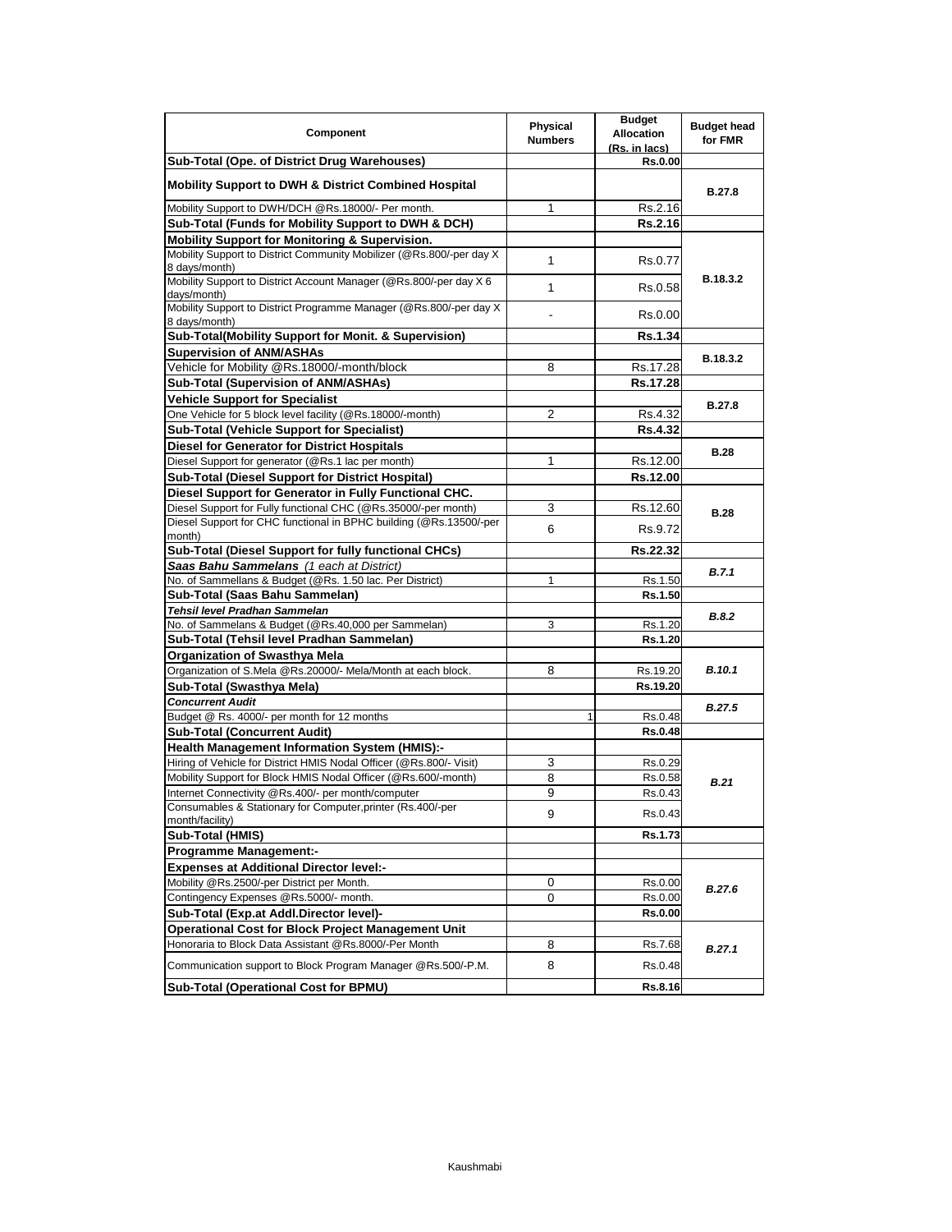| Component | Physical Numbers | Budget Allocation (Rs. in lacs) | Budget head for FMR |
|---|---|---|---|
| **Sub-Total (Ope. of District Drug Warehouses)** | | **Rs.0.00** | |
| **Mobility Support to DWH & District Combined Hospital** | | | **B.27.8** |
| Mobility Support to DWH/DCH @Rs.18000/- Per month. | 1 | Rs.2.16 | |
| **Sub-Total (Funds for Mobility Support to DWH & DCH)** | | **Rs.2.16** | |
| **Mobility Support for Monitoring & Supervision.** | | | **B.18.3.2** |
| Mobility Support to District Community Mobilizer (@Rs.800/-per day X 8 days/month) | 1 | Rs.0.77 | |
| Mobility Support to District Account Manager (@Rs.800/-per day X 6 days/month) | 1 | Rs.0.58 | |
| Mobility Support to District Programme Manager (@Rs.800/-per day X 8 days/month) | - | Rs.0.00 | |
| **Sub-Total(Mobility Support for Monit. & Supervision)** | | **Rs.1.34** | |
| **Supervision of ANM/ASHAs** | | | **B.18.3.2** |
| Vehicle for Mobility @Rs.18000/-month/block | 8 | Rs.17.28 | |
| **Sub-Total (Supervision of ANM/ASHAs)** | | **Rs.17.28** | |
| **Vehicle Support for Specialist** | | | **B.27.8** |
| One Vehicle for 5 block level facility (@Rs.18000/-month) | 2 | Rs.4.32 | |
| **Sub-Total (Vehicle Support for Specialist)** | | **Rs.4.32** | |
| **Diesel for Generator for District Hospitals** | | | **B.28** |
| Diesel Support for generator (@Rs.1 lac per month) | 1 | Rs.12.00 | |
| **Sub-Total (Diesel Support for District Hospital)** | | **Rs.12.00** | |
| **Diesel Support for Generator in Fully Functional CHC.** | | | **B.28** |
| Diesel Support for Fully functional CHC (@Rs.35000/-per month) | 3 | Rs.12.60 | |
| Diesel Support for CHC functional in BPHC building (@Rs.13500/-per month) | 6 | Rs.9.72 | |
| **Sub-Total (Diesel Support for fully functional CHCs)** | | **Rs.22.32** | |
| ***Saas Bahu Sammelans*** *(1 each at District)* | | | ***B.7.1*** |
| No. of Sammellans & Budget (@Rs. 1.50 lac. Per District) | 1 | Rs.1.50 | |
| **Sub-Total (Saas Bahu Sammelan)** | | **Rs.1.50** | |
| ***Tehsil level Pradhan Sammelan*** | | | ***B.8.2*** |
| No. of Sammelans & Budget (@Rs.40,000 per Sammelan) | 3 | Rs.1.20 | |
| **Sub-Total (Tehsil level Pradhan Sammelan)** | | **Rs.1.20** | |
| **Organization of Swasthya Mela** | | | ***B.10.1*** |
| Organization of S.Mela @Rs.20000/- Mela/Month at each block. | 8 | Rs.19.20 | |
| **Sub-Total (Swasthya Mela)** | | **Rs.19.20** | |
| ***Concurrent Audit*** | | | ***B.27.5*** |
| Budget @ Rs. 4000/- per month for 12 months | 1 | Rs.0.48 | |
| **Sub-Total (Concurrent Audit)** | | **Rs.0.48** | |
| **Health Management Information System (HMIS):-** | | | ***B.21*** |
| Hiring of Vehicle for District HMIS Nodal Officer (@Rs.800/- Visit) | 3 | Rs.0.29 | |
| Mobility Support for Block HMIS Nodal Officer (@Rs.600/-month) | 8 | Rs.0.58 | |
| Internet Connectivity @Rs.400/- per month/computer | 9 | Rs.0.43 | |
| Consumables & Stationary for Computer,printer (Rs.400/-per month/facility) | 9 | Rs.0.43 | |
| **Sub-Total (HMIS)** | | **Rs.1.73** | |
| **Programme Management:-** | | | |
| **Expenses at Additional Director level:-** | | | ***B.27.6*** |
| Mobility @Rs.2500/-per District per Month. | 0 | Rs.0.00 | |
| Contingency Expenses @Rs.5000/- month. | 0 | Rs.0.00 | |
| **Sub-Total (Exp.at Addl.Director level)-** | | **Rs.0.00** | |
| **Operational Cost for Block Project Management Unit** | | | ***B.27.1*** |
| Honoraria to Block Data Assistant @Rs.8000/-Per Month | 8 | Rs.7.68 | |
| Communication support to Block Program Manager @Rs.500/-P.M. | 8 | Rs.0.48 | |
| **Sub-Total (Operational Cost for BPMU)** | | **Rs.8.16** | |

Kaushmabi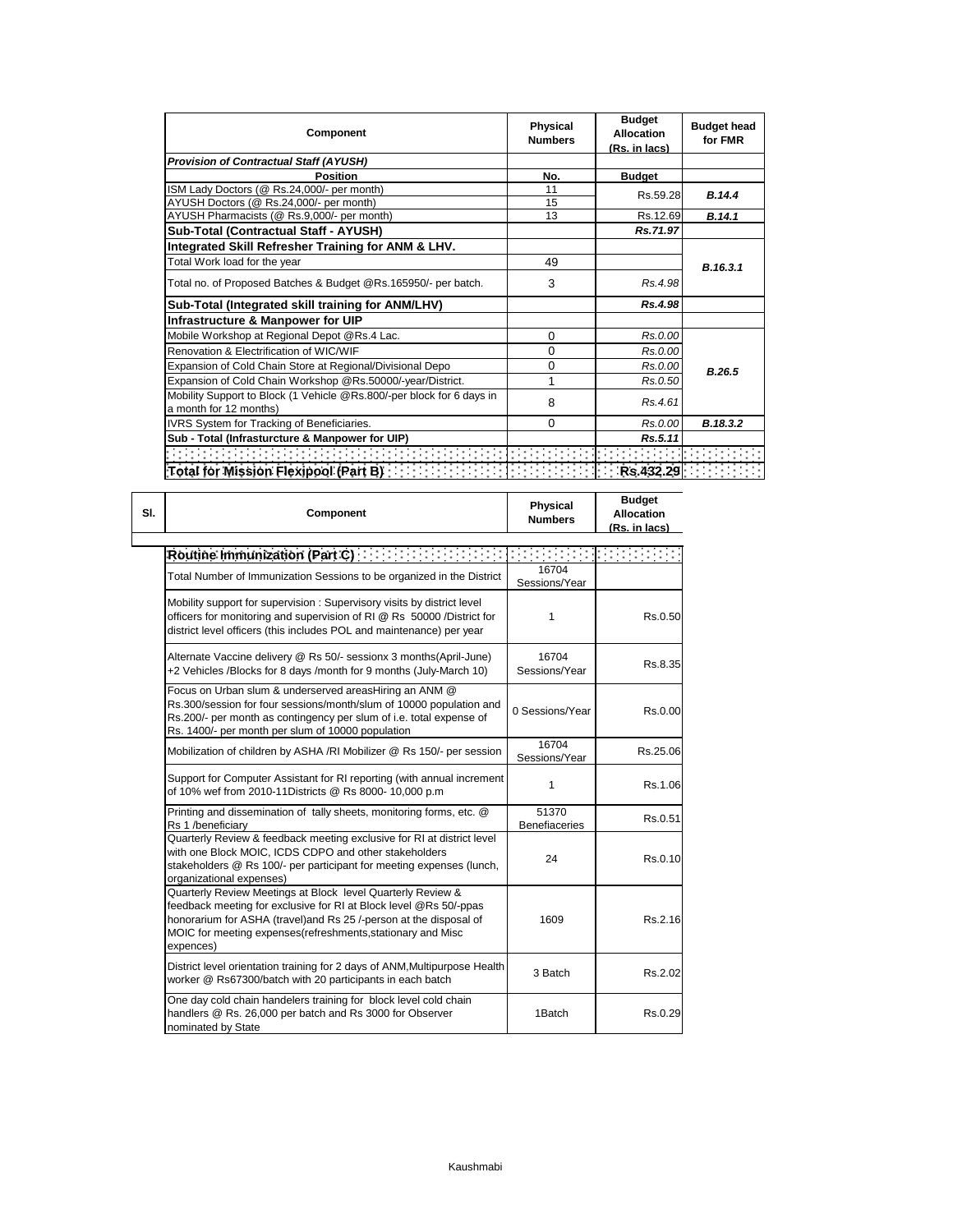| Component | Physical Numbers | Budget Allocation (Rs. in lacs) | Budget head for FMR |
|---|---|---|---|
| ***Provision of Contractual Staff (AYUSH)*** | | | |
| **Position** | **No.** | **Budget** | |
| ISM Lady Doctors (@ Rs.24,000/- per month) | 11 | Rs.59.28 | ***B.14.4*** |
| AYUSH Doctors (@ Rs.24,000/- per month) | 15 | | |
| AYUSH Pharmacists (@ Rs.9,000/- per month) | 13 | Rs.12.69 | ***B.14.1*** |
| **Sub-Total (Contractual Staff - AYUSH)** | | ***Rs.71.97*** | |
| **Integrated Skill Refresher Training for ANM & LHV.** | | | |
| Total Work load for the year | 49 | | ***B.16.3.1*** |
| Total no. of Proposed Batches & Budget @Rs.165950/- per batch. | 3 | *Rs.4.98* | |
| **Sub-Total (Integrated skill training for ANM/LHV)** | | ***Rs.4.98*** | |
| **Infrastructure & Manpower for UIP** | | | |
| Mobile Workshop at Regional Depot @Rs.4 Lac. | 0 | *Rs.0.00* | ***B.26.5*** |
| Renovation & Electrification of WIC/WIF | 0 | *Rs.0.00* | |
| Expansion of Cold Chain Store at Regional/Divisional Depo | 0 | *Rs.0.00* | |
| Expansion of Cold Chain Workshop @Rs.50000/-year/District. | 1 | *Rs.0.50* | |
| Mobility Support to Block (1 Vehicle @Rs.800/-per block for 6 days in a month for 12 months) | 8 | *Rs.4.61* | |
| IVRS System for Tracking of Beneficiaries. | 0 | *Rs.0.00* | ***B.18.3.2*** |
| **Sub - Total (Infrasturcture & Manpower for UIP)** | | ***Rs.5.11*** | |
| | | | |
| **Total for Mission Flexipool (Part B)** | | **Rs.432.29** | |

| Sl. | Component | Physical Numbers | Budget Allocation (Rs. in lacs) |
|---|---|---|---|
| | **Routine Immunization (Part C)** | | |
| | Total Number of Immunization Sessions to be organized in the District | 16704 Sessions/Year | |
| | Mobility support for supervision : Supervisory visits by district level officers for monitoring and supervision of RI @ Rs 50000 /District for district level officers (this includes POL and maintenance) per year | 1 | Rs.0.50 |
| | Alternate Vaccine delivery @ Rs 50/- sessionx 3 months(April-June) +2 Vehicles /Blocks for 8 days /month for 9 months (July-March 10) | 16704 Sessions/Year | Rs.8.35 |
| | Focus on Urban slum & underserved areasHiring an ANM @ Rs.300/session for four sessions/month/slum of 10000 population and Rs.200/- per month as contingency per slum of i.e. total expense of Rs. 1400/- per month per slum of 10000 population | 0 Sessions/Year | Rs.0.00 |
| | Mobilization of children by ASHA /RI Mobilizer @ Rs 150/- per session | 16704 Sessions/Year | Rs.25.06 |
| | Support for Computer Assistant for RI reporting (with annual increment of 10% wef from 2010-11Districts @ Rs 8000- 10,000 p.m | 1 | Rs.1.06 |
| | Printing and dissemination of tally sheets, monitoring forms, etc. @ Rs 1 /beneficiary | 51370 Benefiaceries | Rs.0.51 |
| | Quarterly Review & feedback meeting exclusive for RI at district level with one Block MOIC, ICDS CDPO and other stakeholders stakeholders @ Rs 100/- per participant for meeting expenses (lunch, organizational expenses) | 24 | Rs.0.10 |
| | Quarterly Review Meetings at Block level Quarterly Review & feedback meeting for exclusive for RI at Block level @Rs 50/-ppas honorarium for ASHA (travel)and Rs 25 /-person at the disposal of MOIC for meeting expenses(refreshments,stationary and Misc expences) | 1609 | Rs.2.16 |
| | District level orientation training for 2 days of ANM,Multipurpose Health worker @ Rs67300/batch with 20 participants in each batch | 3 Batch | Rs.2.02 |
| | One day cold chain handelers training for block level cold chain handlers @ Rs. 26,000 per batch and Rs 3000 for Observer nominated by State | 1Batch | Rs.0.29 |

Kaushmabi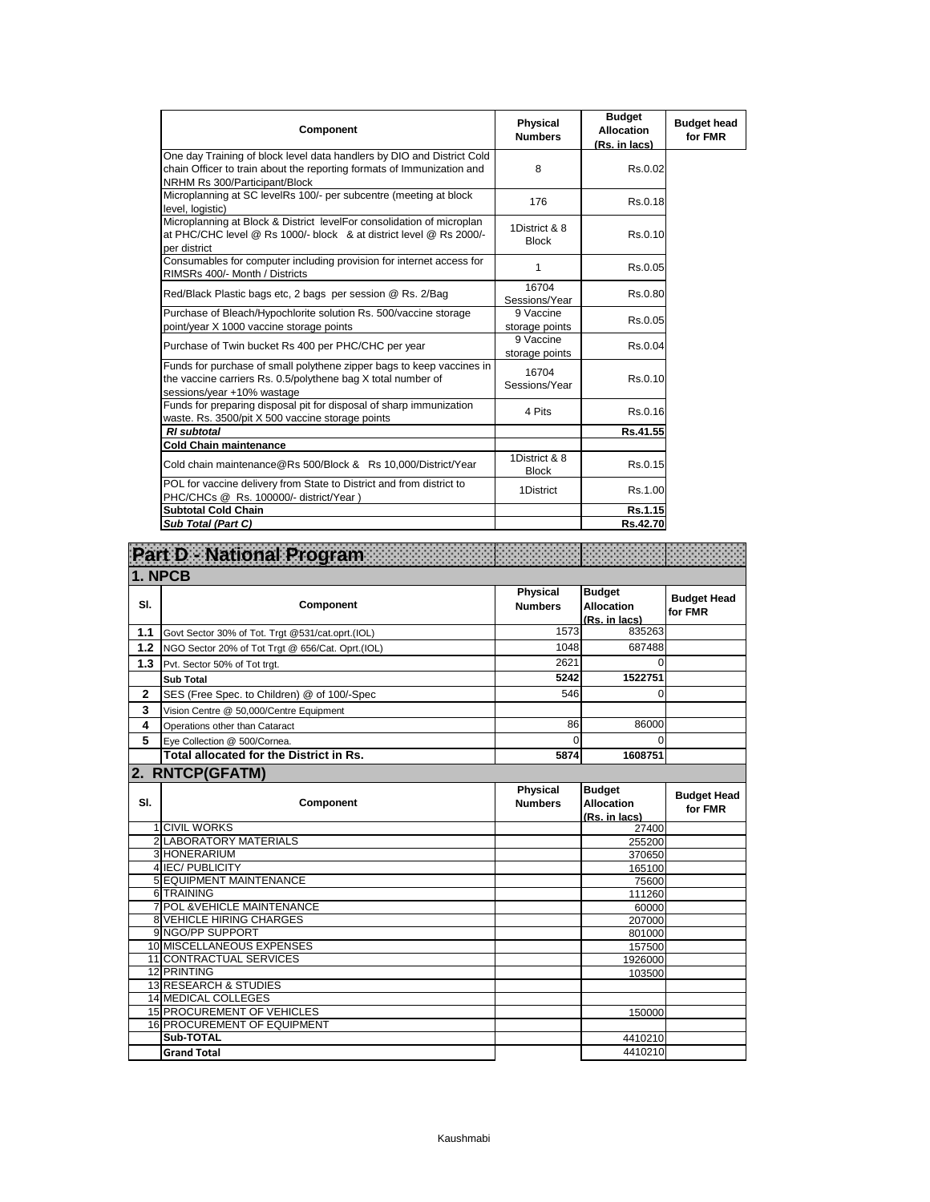| Component | Physical Numbers | Budget Allocation (Rs. in lacs) | Budget head for FMR |
|---|---|---|---|
| One day Training of block level data handlers by DIO and District Cold chain Officer to train about the reporting formats of Immunization and NRHM Rs 300/Participant/Block | 8 | Rs.0.02 | |
| Microplanning at SC levelRs 100/- per subcentre (meeting at block level, logistic) | 176 | Rs.0.18 | |
| Microplanning at Block & District levelFor consolidation of microplan at PHC/CHC level @ Rs 1000/- block & at district level @ Rs 2000/- per district | 1District & 8 Block | Rs.0.10 | |
| Consumables for computer including provision for internet access for RIMSRs 400/- Month / Districts | 1 | Rs.0.05 | |
| Red/Black Plastic bags etc, 2 bags per session @ Rs. 2/Bag | 16704 Sessions/Year | Rs.0.80 | |
| Purchase of Bleach/Hypochlorite solution Rs. 500/vaccine storage point/year X 1000 vaccine storage points | 9 Vaccine storage points | Rs.0.05 | |
| Purchase of Twin bucket Rs 400 per PHC/CHC per year | 9 Vaccine storage points | Rs.0.04 | |
| Funds for purchase of small polythene zipper bags to keep vaccines in the vaccine carriers Rs. 0.5/polythene bag X total number of sessions/year +10% wastage | 16704 Sessions/Year | Rs.0.10 | |
| Funds for preparing disposal pit for disposal of sharp immunization waste. Rs. 3500/pit X 500 vaccine storage points | 4 Pits | Rs.0.16 | |
| ***RI subtotal*** | | **Rs.41.55** | |
| **Cold Chain maintenance** | | | |
| Cold chain maintenance@Rs 500/Block & Rs 10,000/District/Year | 1District & 8 Block | Rs.0.15 | |
| POL for vaccine delivery from State to District and from district to PHC/CHCs @ Rs. 100000/- district/Year ) | 1District | Rs.1.00 | |
| **Subtotal Cold Chain** | | **Rs.1.15** | |
| ***Sub Total (Part C)*** | | **Rs.42.70** | |

# Part D - National Program

## 1. NPCB

| Sl. | Component | Physical Numbers | Budget Allocation (Rs. in lacs) | Budget Head for FMR |
|---|---|---|---|---|
| 1.1 | Govt Sector 30% of Tot. Trgt @531/cat.oprt.(IOL) | 1573 | 835263 | |
| 1.2 | NGO Sector 20% of Tot Trgt @ 656/Cat. Oprt.(IOL) | 1048 | 687488 | |
| 1.3 | Pvt. Sector 50% of Tot trgt. | 2621 | 0 | |
| | **Sub Total** | **5242** | **1522751** | |
| 2 | SES (Free Spec. to Children) @ of 100/-Spec | 546 | 0 | |
| 3 | Vision Centre @ 50,000/Centre Equipment | | | |
| 4 | Operations other than Cataract | 86 | 86000 | |
| 5 | Eye Collection @ 500/Cornea. | 0 | 0 | |
| | **Total allocated for the District in Rs.** | **5874** | **1608751** | |

## 2. RNTCP(GFATM)

| Sl. | Component | Physical Numbers | Budget Allocation (Rs. in lacs) | Budget Head for FMR |
|---|---|---|---|---|
| 1 | CIVIL WORKS | | 27400 | |
| 2 | LABORATORY MATERIALS | | 255200 | |
| 3 | HONERARIUM | | 370650 | |
| 4 | IEC/ PUBLICITY | | 165100 | |
| 5 | EQUIPMENT MAINTENANCE | | 75600 | |
| 6 | TRAINING | | 111260 | |
| 7 | POL &VEHICLE MAINTENANCE | | 60000 | |
| 8 | VEHICLE HIRING CHARGES | | 207000 | |
| 9 | NGO/PP SUPPORT | | 801000 | |
| 10 | MISCELLANEOUS EXPENSES | | 157500 | |
| 11 | CONTRACTUAL SERVICES | | 1926000 | |
| 12 | PRINTING | | 103500 | |
| 13 | RESEARCH & STUDIES | | | |
| 14 | MEDICAL COLLEGES | | | |
| 15 | PROCUREMENT OF VEHICLES | | 150000 | |
| 16 | PROCUREMENT OF EQUIPMENT | | | |
| | **Sub-TOTAL** | | 4410210 | |
| | **Grand Total** | | 4410210 | |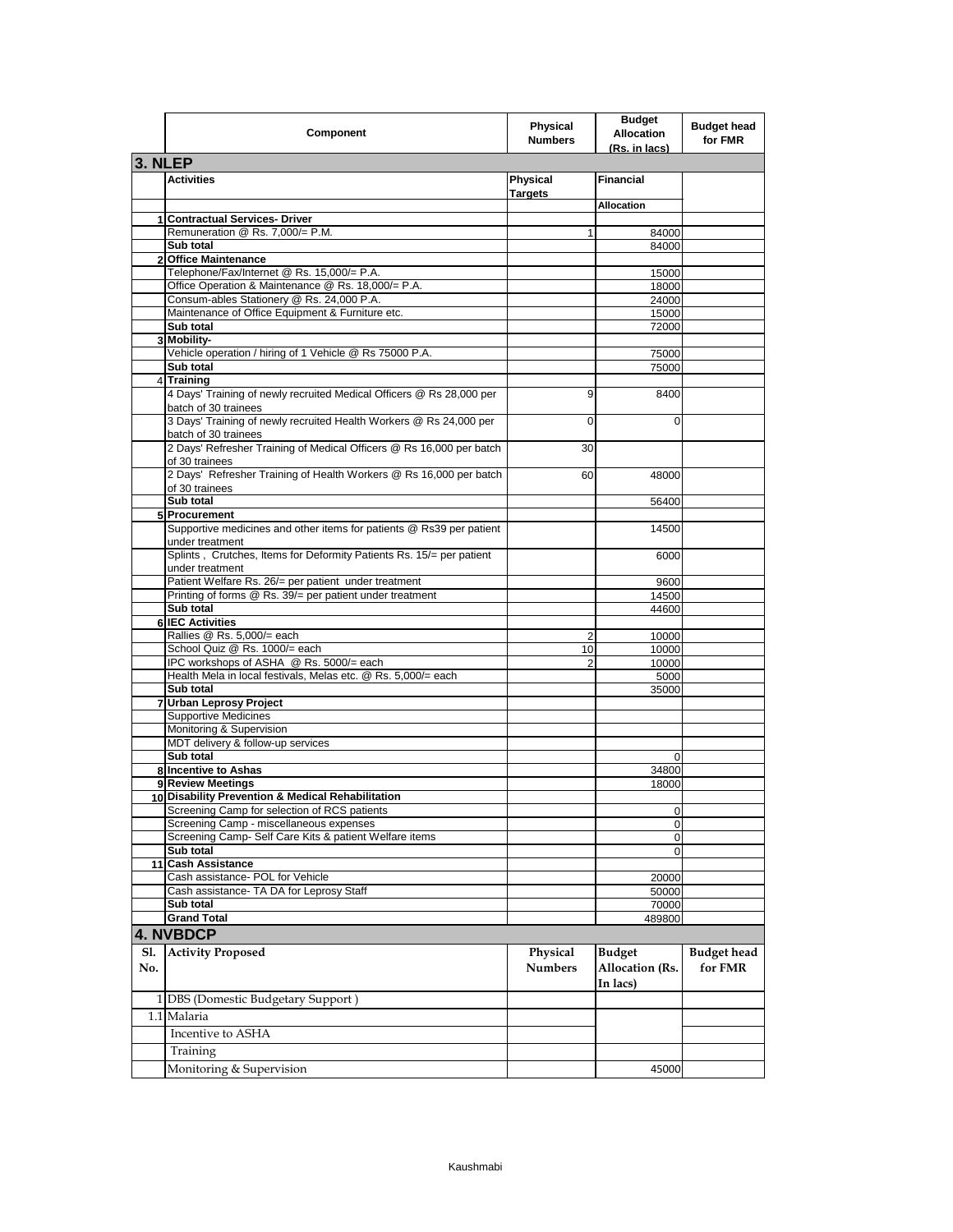| | Component | Physical Numbers | Budget Allocation (Rs. in lacs) | Budget head for FMR |
|---|---|---|---|---|
| **3. NLEP** | | | | |
| | **Activities** | **Physical Targets** | **Financial** | |
| | | | **Allocation** | |
| 1 | **Contractual Services- Driver** | | | |
| | Remuneration @ Rs. 7,000/= P.M. | 1 | 84000 | |
| | **Sub total** | | 84000 | |
| 2 | **Office Maintenance** | | | |
| | Telephone/Fax/Internet @ Rs. 15,000/= P.A. | | 15000 | |
| | Office Operation & Maintenance @ Rs. 18,000/= P.A. | | 18000 | |
| | Consum-ables Stationery @ Rs. 24,000 P.A. | | 24000 | |
| | Maintenance of Office Equipment & Furniture etc. | | 15000 | |
| | **Sub total** | | 72000 | |
| 3 | **Mobility-** | | | |
| | Vehicle operation / hiring of 1 Vehicle @ Rs 75000 P.A. | | 75000 | |
| | **Sub total** | | 75000 | |
| 4 | **Training** | | | |
| | 4 Days' Training of newly recruited Medical Officers @ Rs 28,000 per batch of 30 trainees | 9 | 8400 | |
| | 3 Days' Training of newly recruited Health Workers @ Rs 24,000 per batch of 30 trainees | 0 | 0 | |
| | 2 Days' Refresher Training of Medical Officers @ Rs 16,000 per batch of 30 trainees | 30 | | |
| | 2 Days' Refresher Training of Health Workers @ Rs 16,000 per batch of 30 trainees | 60 | 48000 | |
| | **Sub total** | | 56400 | |
| 5 | **Procurement** | | | |
| | Supportive medicines and other items for patients @ Rs39 per patient under treatment | | 14500 | |
| | Splints , Crutches, Items for Deformity Patients Rs. 15/= per patient under treatment | | 6000 | |
| | Patient Welfare Rs. 26/= per patient under treatment | | 9600 | |
| | Printing of forms @ Rs. 39/= per patient under treatment | | 14500 | |
| | **Sub total** | | 44600 | |
| 6 | **IEC Activities** | | | |
| | Rallies @ Rs. 5,000/= each | 2 | 10000 | |
| | School Quiz @ Rs. 1000/= each | 10 | 10000 | |
| | IPC workshops of ASHA @ Rs. 5000/= each | 2 | 10000 | |
| | Health Mela in local festivals, Melas etc. @ Rs. 5,000/= each | | 5000 | |
| | **Sub total** | | 35000 | |
| 7 | **Urban Leprosy Project** | | | |
| | Supportive Medicines | | | |
| | Monitoring & Supervision | | | |
| | MDT delivery & follow-up services | | | |
| | **Sub total** | | 0 | |
| 8 | **Incentive to Ashas** | | 34800 | |
| 9 | **Review Meetings** | | 18000 | |
| 10 | **Disability Prevention & Medical Rehabilitation** | | | |
| | Screening Camp for selection of RCS patients | | 0 | |
| | Screening Camp - miscellaneous expenses | | 0 | |
| | Screening Camp- Self Care Kits & patient Welfare items | | 0 | |
| | **Sub total** | | 0 | |
| 11 | **Cash Assistance** | | | |
| | Cash assistance- POL for Vehicle | | 20000 | |
| | Cash assistance- TA DA for Leprosy Staff | | 50000 | |
| | **Sub total** | | 70000 | |
| | **Grand Total** | | 489800 | |
| **4. NVBDCP** | | | | |
| **Sl. No.** | **Activity Proposed** | **Physical Numbers** | **Budget Allocation (Rs. In lacs)** | **Budget head for FMR** |
| 1 | DBS (Domestic Budgetary Support ) | | | |
| 1.1 | Malaria | | | |
| | Incentive to ASHA | | | |
| | Training | | | |
| | Monitoring & Supervision | | 45000 | |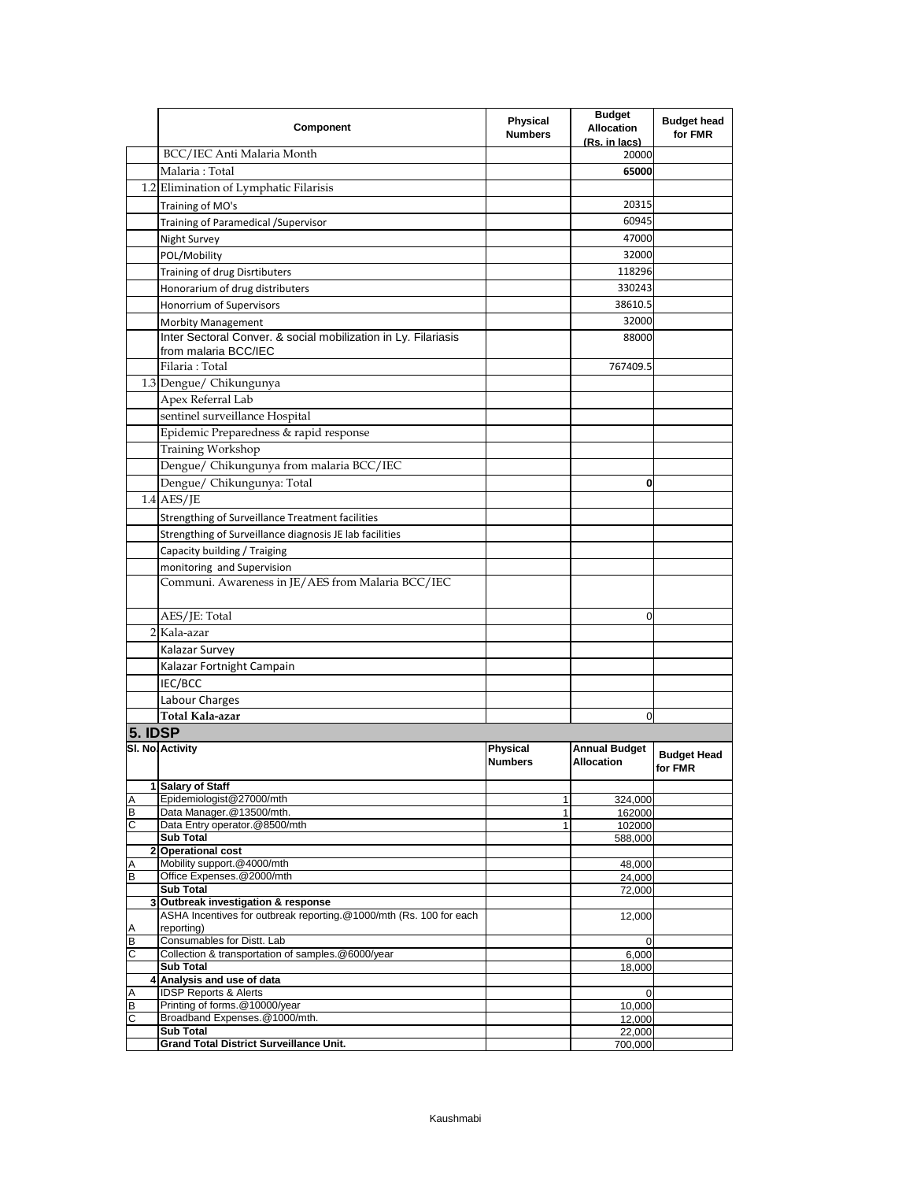| | Component | Physical Numbers | Budget Allocation (Rs. in lacs) | Budget head for FMR |
|---|---|---|---|---|
| | BCC/IEC Anti Malaria Month | | 20000 | |
| | Malaria : Total | | **65000** | |
| 1.2 | Elimination of Lymphatic Filarisis | | | |
| | Training of MO's | | 20315 | |
| | Training of Paramedical /Supervisor | | 60945 | |
| | Night Survey | | 47000 | |
| | POL/Mobility | | 32000 | |
| | Training of drug Disrtibuters | | 118296 | |
| | Honorarium of drug distributers | | 330243 | |
| | Honorrium of Supervisors | | 38610.5 | |
| | Morbity Management | | 32000 | |
| | Inter Sectoral Conver. & social mobilization in Ly. Filariasis from malaria BCC/IEC | | 88000 | |
| | Filaria : Total | | 767409.5 | |
| 1.3 | Dengue/ Chikungunya | | | |
| | Apex Referral Lab | | | |
| | sentinel surveillance Hospital | | | |
| | Epidemic Preparedness & rapid response | | | |
| | Training Workshop | | | |
| | Dengue/ Chikungunya from malaria BCC/IEC | | | |
| | Dengue/ Chikungunya: Total | | **0** | |
| 1.4 | AES/JE | | | |
| | Strengthing of Surveillance Treatment facilities | | | |
| | Strengthing of Surveillance diagnosis JE lab facilities | | | |
| | Capacity building / Traiging | | | |
| | monitoring and Supervision | | | |
| | Communi. Awareness in JE/AES from Malaria BCC/IEC | | | |
| | AES/JE: Total | | 0 | |
| 2 | Kala-azar | | | |
| | Kalazar Survey | | | |
| | Kalazar Fortnight Campain | | | |
| | IEC/BCC | | | |
| | Labour Charges | | | |
| | **Total Kala-azar** | | 0 | |

## 5. IDSP

| Sl. No. | Activity | Physical Numbers | Annual Budget Allocation | Budget Head for FMR |
|---|---|---|---|---|
| 1 | **Salary of Staff** | | | |
| A | Epidemiologist@27000/mth | 1 | 324,000 | |
| B | Data Manager.@13500/mth. | 1 | 162000 | |
| C | Data Entry operator.@8500/mth | 1 | 102000 | |
| | **Sub Total** | | 588,000 | |
| 2 | **Operational cost** | | | |
| A | Mobility support.@4000/mth | | 48,000 | |
| B | Office Expenses.@2000/mth | | 24,000 | |
| | **Sub Total** | | 72,000 | |
| 3 | **Outbreak investigation & response** | | | |
| A | ASHA Incentives for outbreak reporting.@1000/mth (Rs. 100 for each reporting) | | 12,000 | |
| B | Consumables for Distt. Lab | | 0 | |
| C | Collection & transportation of samples.@6000/year | | 6,000 | |
| | **Sub Total** | | 18,000 | |
| 4 | **Analysis and use of data** | | | |
| A | IDSP Reports & Alerts | | 0 | |
| B | Printing of forms.@10000/year | | 10,000 | |
| C | Broadband Expenses.@1000/mth. | | 12,000 | |
| | **Sub Total** | | 22,000 | |
| | **Grand Total District Surveillance Unit.** | | 700,000 | |